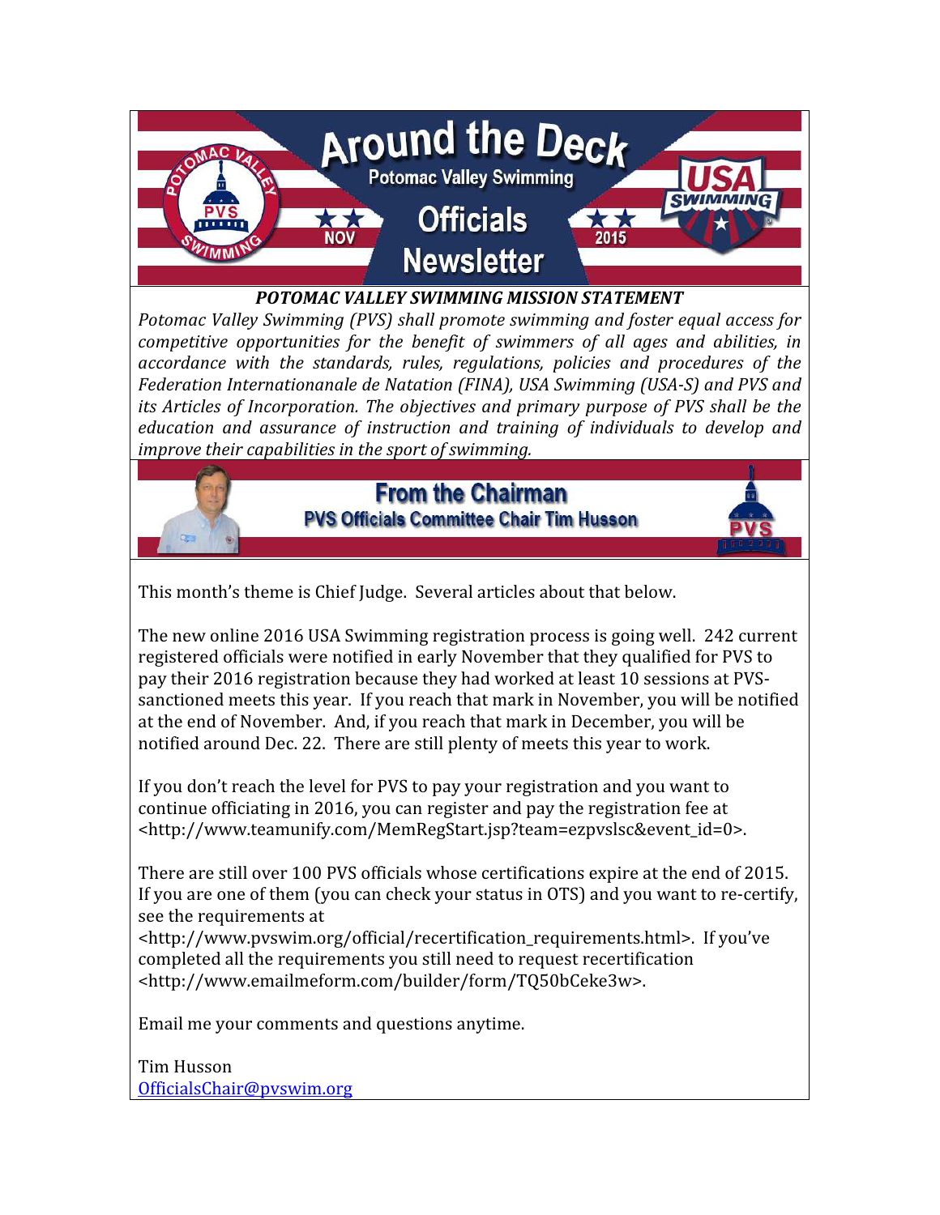# Around the Deck

## Potomac Valley Swimming Officials Newsletter

NOV 2015

***POTOMAC VALLEY SWIMMING MISSION STATEMENT***

*Potomac Valley Swimming (PVS) shall promote swimming and foster equal access for competitive opportunities for the benefit of swimmers of all ages and abilities, in accordance with the standards, rules, regulations, policies and procedures of the Federation Internationanale de Natation (FINA), USA Swimming (USA-S) and PVS and its Articles of Incorporation. The objectives and primary purpose of PVS shall be the education and assurance of instruction and training of individuals to develop and improve their capabilities in the sport of swimming.*

## From the Chairman

### PVS Officials Committee Chair Tim Husson

This month's theme is Chief Judge. Several articles about that below.

The new online 2016 USA Swimming registration process is going well. 242 current registered officials were notified in early November that they qualified for PVS to pay their 2016 registration because they had worked at least 10 sessions at PVS-sanctioned meets this year. If you reach that mark in November, you will be notified at the end of November. And, if you reach that mark in December, you will be notified around Dec. 22. There are still plenty of meets this year to work.

If you don't reach the level for PVS to pay your registration and you want to continue officiating in 2016, you can register and pay the registration fee at <http://www.teamunify.com/MemRegStart.jsp?team=ezpvslsc&event_id=0>.

There are still over 100 PVS officials whose certifications expire at the end of 2015. If you are one of them (you can check your status in OTS) and you want to re-certify, see the requirements at <http://www.pvswim.org/official/recertification_requirements.html>. If you've completed all the requirements you still need to request recertification <http://www.emailmeform.com/builder/form/TQ50bCeke3w>.

Email me your comments and questions anytime.

Tim Husson
OfficialsChair@pvswim.org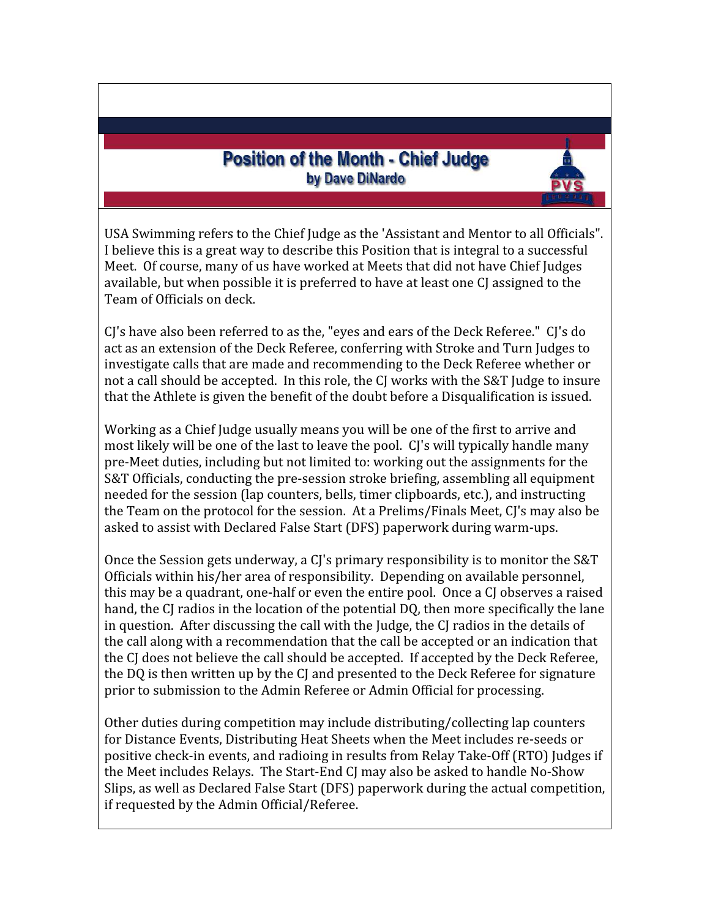## Position of the Month - Chief Judge

**by Dave DiNardo**

USA Swimming refers to the Chief Judge as the 'Assistant and Mentor to all Officials". I believe this is a great way to describe this Position that is integral to a successful Meet. Of course, many of us have worked at Meets that did not have Chief Judges available, but when possible it is preferred to have at least one CJ assigned to the Team of Officials on deck.

CJ's have also been referred to as the, "eyes and ears of the Deck Referee." CJ's do act as an extension of the Deck Referee, conferring with Stroke and Turn Judges to investigate calls that are made and recommending to the Deck Referee whether or not a call should be accepted. In this role, the CJ works with the S&T Judge to insure that the Athlete is given the benefit of the doubt before a Disqualification is issued.

Working as a Chief Judge usually means you will be one of the first to arrive and most likely will be one of the last to leave the pool. CJ's will typically handle many pre-Meet duties, including but not limited to: working out the assignments for the S&T Officials, conducting the pre-session stroke briefing, assembling all equipment needed for the session (lap counters, bells, timer clipboards, etc.), and instructing the Team on the protocol for the session. At a Prelims/Finals Meet, CJ's may also be asked to assist with Declared False Start (DFS) paperwork during warm-ups.

Once the Session gets underway, a CJ's primary responsibility is to monitor the S&T Officials within his/her area of responsibility. Depending on available personnel, this may be a quadrant, one-half or even the entire pool. Once a CJ observes a raised hand, the CJ radios in the location of the potential DQ, then more specifically the lane in question. After discussing the call with the Judge, the CJ radios in the details of the call along with a recommendation that the call be accepted or an indication that the CJ does not believe the call should be accepted. If accepted by the Deck Referee, the DQ is then written up by the CJ and presented to the Deck Referee for signature prior to submission to the Admin Referee or Admin Official for processing.

Other duties during competition may include distributing/collecting lap counters for Distance Events, Distributing Heat Sheets when the Meet includes re-seeds or positive check-in events, and radioing in results from Relay Take-Off (RTO) Judges if the Meet includes Relays. The Start-End CJ may also be asked to handle No-Show Slips, as well as Declared False Start (DFS) paperwork during the actual competition, if requested by the Admin Official/Referee.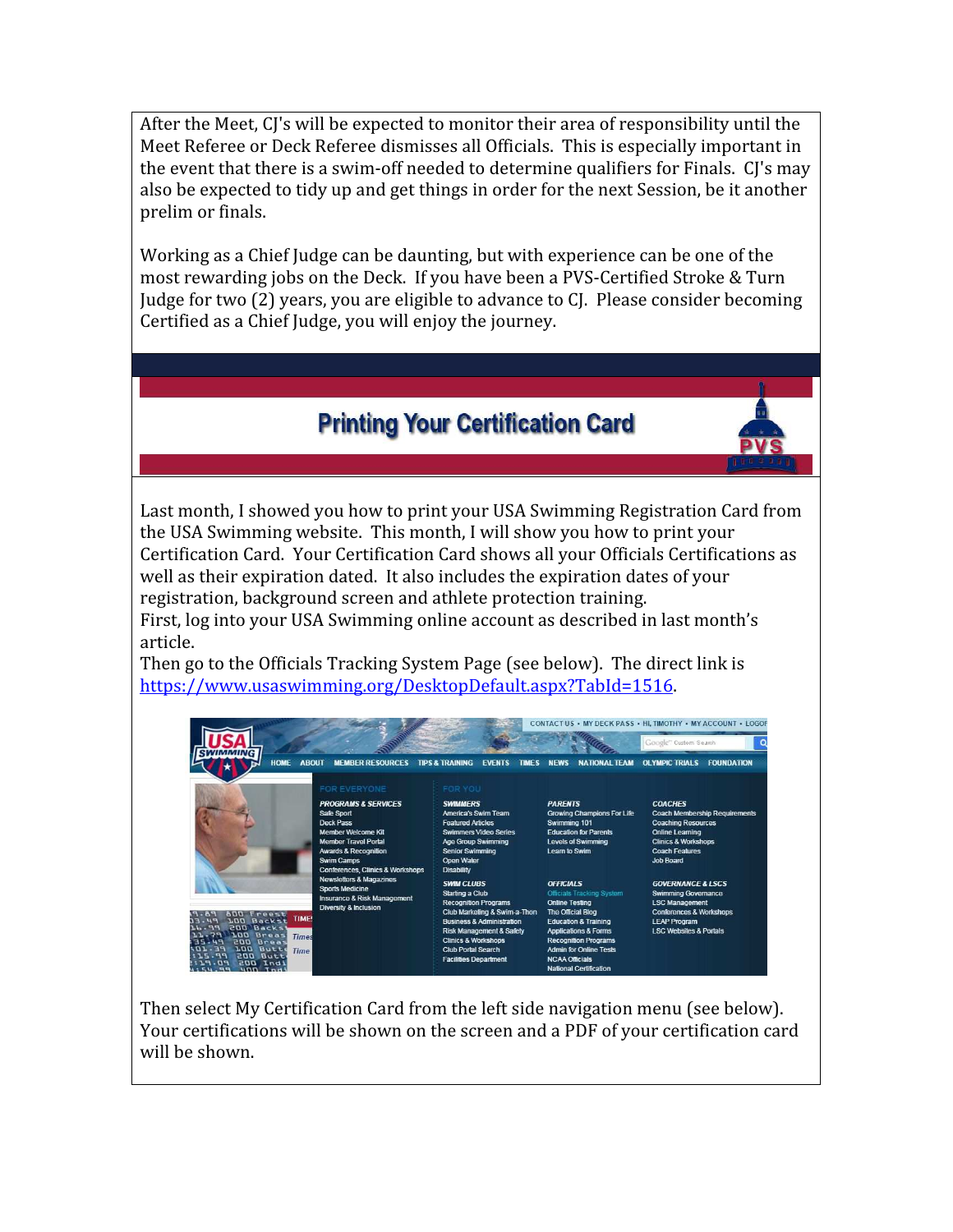After the Meet, CJ's will be expected to monitor their area of responsibility until the Meet Referee or Deck Referee dismisses all Officials. This is especially important in the event that there is a swim-off needed to determine qualifiers for Finals. CJ's may also be expected to tidy up and get things in order for the next Session, be it another prelim or finals.

Working as a Chief Judge can be daunting, but with experience can be one of the most rewarding jobs on the Deck. If you have been a PVS-Certified Stroke & Turn Judge for two (2) years, you are eligible to advance to CJ. Please consider becoming Certified as a Chief Judge, you will enjoy the journey.

## Printing Your Certification Card

Last month, I showed you how to print your USA Swimming Registration Card from the USA Swimming website. This month, I will show you how to print your Certification Card. Your Certification Card shows all your Officials Certifications as well as their expiration dated. It also includes the expiration dates of your registration, background screen and athlete protection training.

First, log into your USA Swimming online account as described in last month's article.

Then go to the Officials Tracking System Page (see below). The direct link is https://www.usaswimming.org/DesktopDefault.aspx?TabId=1516.

Then select My Certification Card from the left side navigation menu (see below). Your certifications will be shown on the screen and a PDF of your certification card will be shown.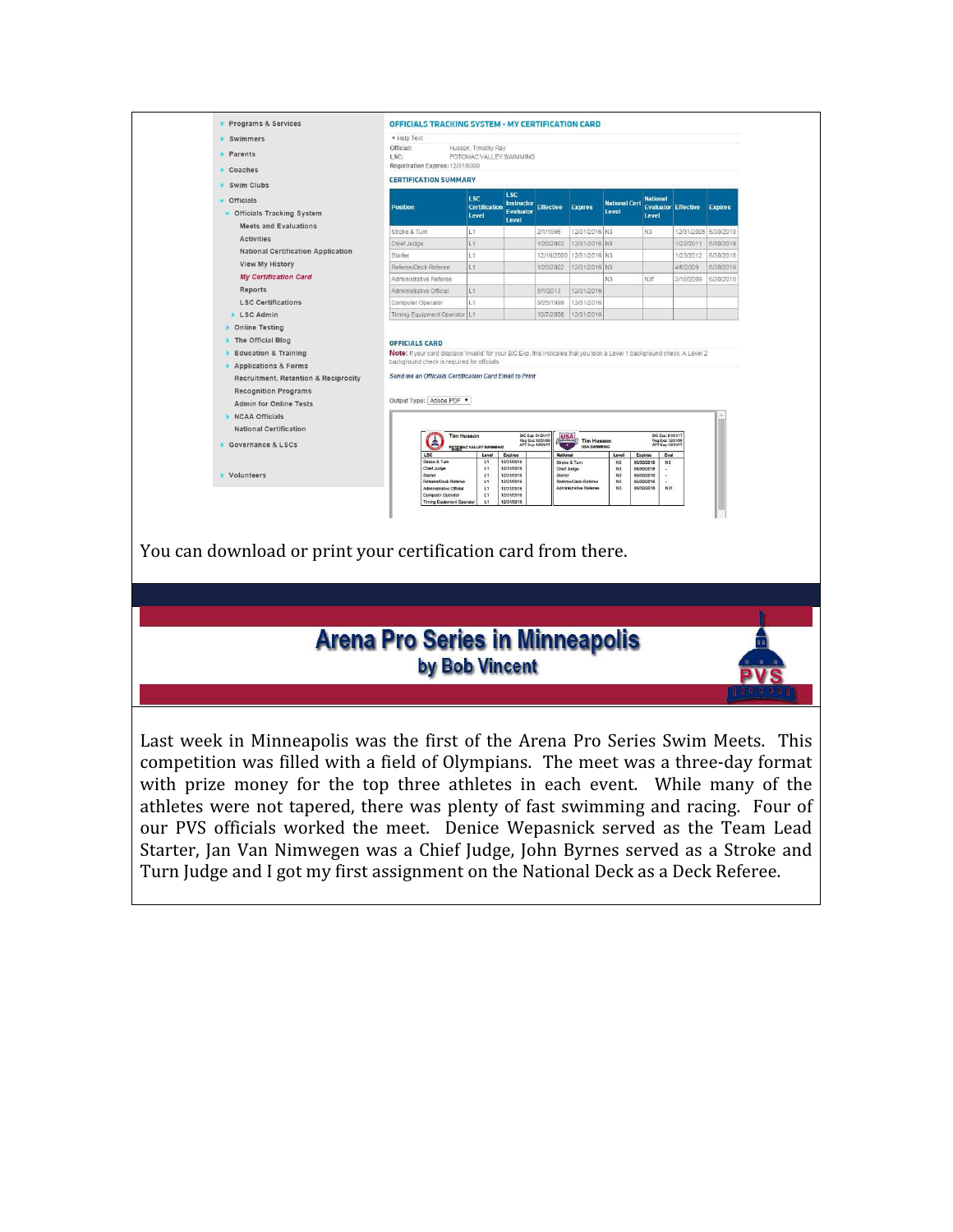OFFICIALS TRACKING SYSTEM - MY CERTIFICATION CARD

Official: Husson, Timothy Ray
LSC: POTOMAC VALLEY SWIMMING
Registration Expires: 12/31/9999

CERTIFICATION SUMMARY

| Position | LSC Certification Level | LSC Instructor Evaluator Level | Effective | Expires | National Cert Level | National Evaluator Level | Effective | Expires |
|---|---|---|---|---|---|---|---|---|
| Stroke & Turn | L1 | | 2/1/1996 | 12/31/2016 | N3 | N3 | 12/31/2005 | 6/30/2018 |
| Chief Judge | L1 | | 1/20/2002 | 12/31/2016 | N3 | | 1/22/2011 | 6/30/2018 |
| Starter | L1 | | 12/16/2000 | 12/31/2016 | N3 | | 1/23/2012 | 6/30/2018 |
| Referee/Deck Referee | L1 | | 1/20/2002 | 12/31/2016 | N3 | | 4/6/2009 | 6/30/2018 |
| Administrative Referee | | | | | N3 | N3f | 3/16/2009 | 6/30/2018 |
| Administrative Official | L1 | | 5/1/2013 | 12/31/2016 | | | | |
| Computer Operator | L1 | | 9/25/1999 | 12/31/2016 | | | | |
| Timing Equipment Operator | L1 | | 10/7/2000 | 12/31/2016 | | | | |

OFFICIALS CARD

**Note:** If your card displays 'invalid' for your B/C Exp, this indicates that you took a Level 1 background check. A Level 2 background check is required for officials.

Send me an Officials Certification Card Email to Print

Output Type: Adobe PDF

You can download or print your certification card from there.

# Arena Pro Series in Minneapolis

## by Bob Vincent

Last week in Minneapolis was the first of the Arena Pro Series Swim Meets. This competition was filled with a field of Olympians. The meet was a three-day format with prize money for the top three athletes in each event. While many of the athletes were not tapered, there was plenty of fast swimming and racing. Four of our PVS officials worked the meet. Denice Wepasnick served as the Team Lead Starter, Jan Van Nimwegen was a Chief Judge, John Byrnes served as a Stroke and Turn Judge and I got my first assignment on the National Deck as a Deck Referee.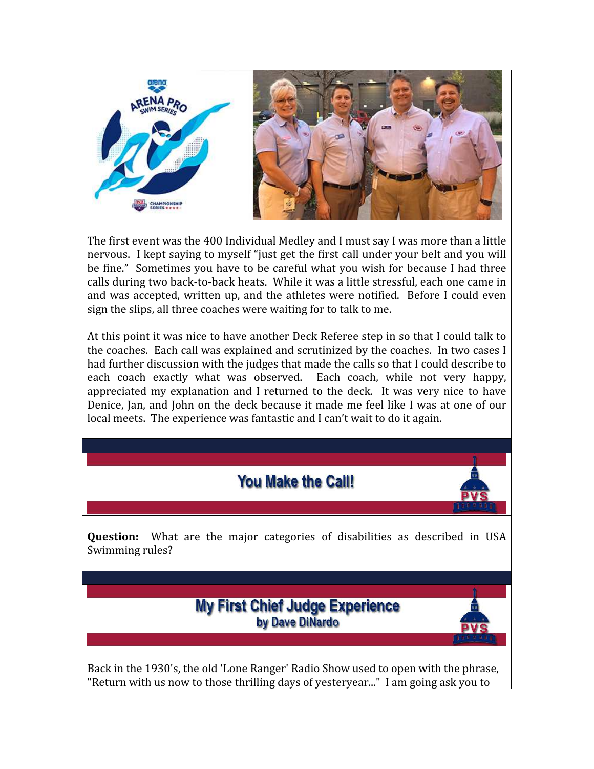The first event was the 400 Individual Medley and I must say I was more than a little nervous. I kept saying to myself "just get the first call under your belt and you will be fine." Sometimes you have to be careful what you wish for because I had three calls during two back-to-back heats. While it was a little stressful, each one came in and was accepted, written up, and the athletes were notified. Before I could even sign the slips, all three coaches were waiting for to talk to me.

At this point it was nice to have another Deck Referee step in so that I could talk to the coaches. Each call was explained and scrutinized by the coaches. In two cases I had further discussion with the judges that made the calls so that I could describe to each coach exactly what was observed. Each coach, while not very happy, appreciated my explanation and I returned to the deck. It was very nice to have Denice, Jan, and John on the deck because it made me feel like I was at one of our local meets. The experience was fantastic and I can't wait to do it again.

## You Make the Call!

**Question:** What are the major categories of disabilities as described in USA Swimming rules?

## My First Chief Judge Experience
### by Dave DiNardo

Back in the 1930's, the old 'Lone Ranger' Radio Show used to open with the phrase, "Return with us now to those thrilling days of yesteryear..." I am going ask you to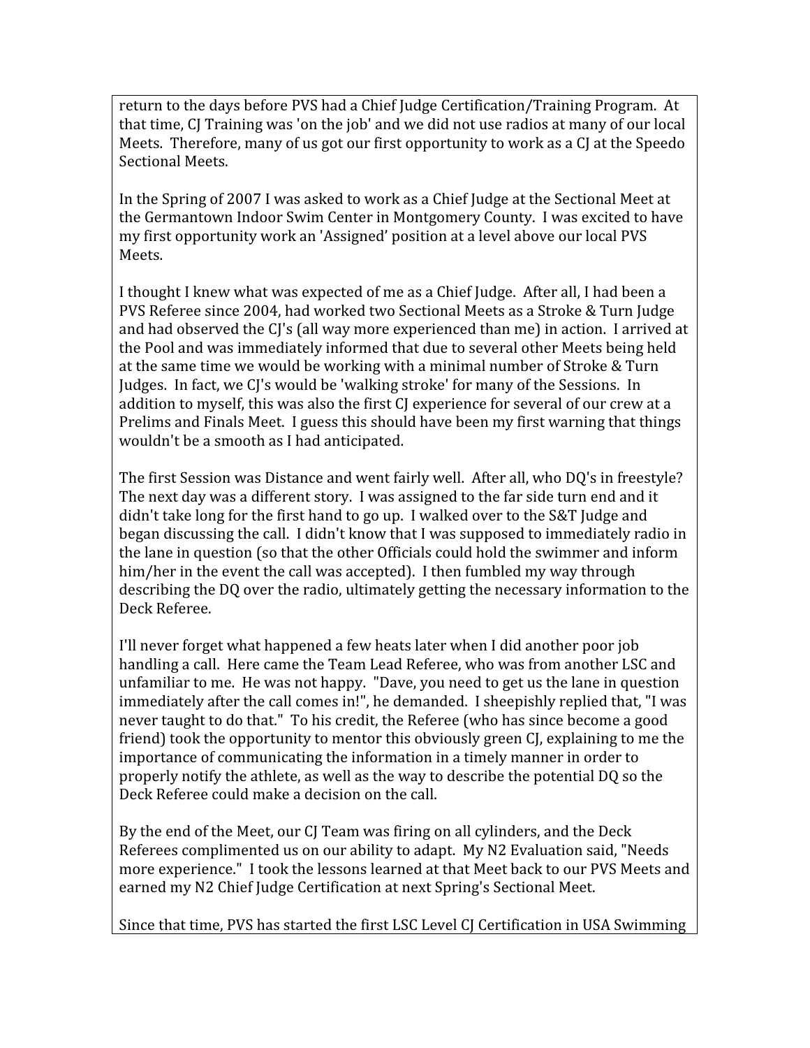return to the days before PVS had a Chief Judge Certification/Training Program. At that time, CJ Training was 'on the job' and we did not use radios at many of our local Meets. Therefore, many of us got our first opportunity to work as a CJ at the Speedo Sectional Meets.

In the Spring of 2007 I was asked to work as a Chief Judge at the Sectional Meet at the Germantown Indoor Swim Center in Montgomery County. I was excited to have my first opportunity work an 'Assigned' position at a level above our local PVS Meets.

I thought I knew what was expected of me as a Chief Judge. After all, I had been a PVS Referee since 2004, had worked two Sectional Meets as a Stroke & Turn Judge and had observed the CJ's (all way more experienced than me) in action. I arrived at the Pool and was immediately informed that due to several other Meets being held at the same time we would be working with a minimal number of Stroke & Turn Judges. In fact, we CJ's would be 'walking stroke' for many of the Sessions. In addition to myself, this was also the first CJ experience for several of our crew at a Prelims and Finals Meet. I guess this should have been my first warning that things wouldn't be a smooth as I had anticipated.

The first Session was Distance and went fairly well. After all, who DQ's in freestyle? The next day was a different story. I was assigned to the far side turn end and it didn't take long for the first hand to go up. I walked over to the S&T Judge and began discussing the call. I didn't know that I was supposed to immediately radio in the lane in question (so that the other Officials could hold the swimmer and inform him/her in the event the call was accepted). I then fumbled my way through describing the DQ over the radio, ultimately getting the necessary information to the Deck Referee.

I'll never forget what happened a few heats later when I did another poor job handling a call. Here came the Team Lead Referee, who was from another LSC and unfamiliar to me. He was not happy. "Dave, you need to get us the lane in question immediately after the call comes in!", he demanded. I sheepishly replied that, "I was never taught to do that." To his credit, the Referee (who has since become a good friend) took the opportunity to mentor this obviously green CJ, explaining to me the importance of communicating the information in a timely manner in order to properly notify the athlete, as well as the way to describe the potential DQ so the Deck Referee could make a decision on the call.

By the end of the Meet, our CJ Team was firing on all cylinders, and the Deck Referees complimented us on our ability to adapt. My N2 Evaluation said, "Needs more experience." I took the lessons learned at that Meet back to our PVS Meets and earned my N2 Chief Judge Certification at next Spring's Sectional Meet.

Since that time, PVS has started the first LSC Level CJ Certification in USA Swimming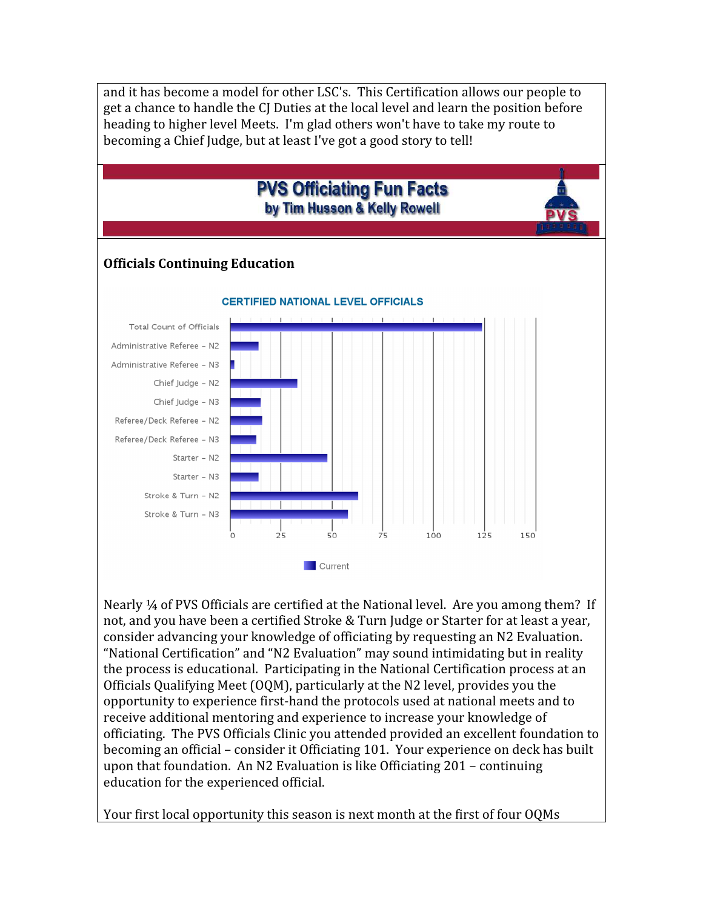and it has become a model for other LSC's. This Certification allows our people to get a chance to handle the CJ Duties at the local level and learn the position before heading to higher level Meets. I'm glad others won't have to take my route to becoming a Chief Judge, but at least I've got a good story to tell!

## PVS Officiating Fun Facts
### by Tim Husson & Kelly Rowell

**Officials Continuing Education**

**CERTIFIED NATIONAL LEVEL OFFICIALS**

| Category | Current (approx.) |
|---|---|
| Total Count of Officials | 124 |
| Administrative Referee – N2 | 14 |
| Administrative Referee – N3 | 2 |
| Chief Judge – N2 | 33 |
| Chief Judge – N3 | 15 |
| Referee/Deck Referee – N2 | 16 |
| Referee/Deck Referee – N3 | 13 |
| Starter – N2 | 48 |
| Starter – N3 | 14 |
| Stroke & Turn – N2 | 63 |
| Stroke & Turn – N3 | 58 |

Nearly ¼ of PVS Officials are certified at the National level. Are you among them? If not, and you have been a certified Stroke & Turn Judge or Starter for at least a year, consider advancing your knowledge of officiating by requesting an N2 Evaluation. "National Certification" and "N2 Evaluation" may sound intimidating but in reality the process is educational. Participating in the National Certification process at an Officials Qualifying Meet (OQM), particularly at the N2 level, provides you the opportunity to experience first-hand the protocols used at national meets and to receive additional mentoring and experience to increase your knowledge of officiating. The PVS Officials Clinic you attended provided an excellent foundation to becoming an official – consider it Officiating 101. Your experience on deck has built upon that foundation. An N2 Evaluation is like Officiating 201 – continuing education for the experienced official.

Your first local opportunity this season is next month at the first of four OQMs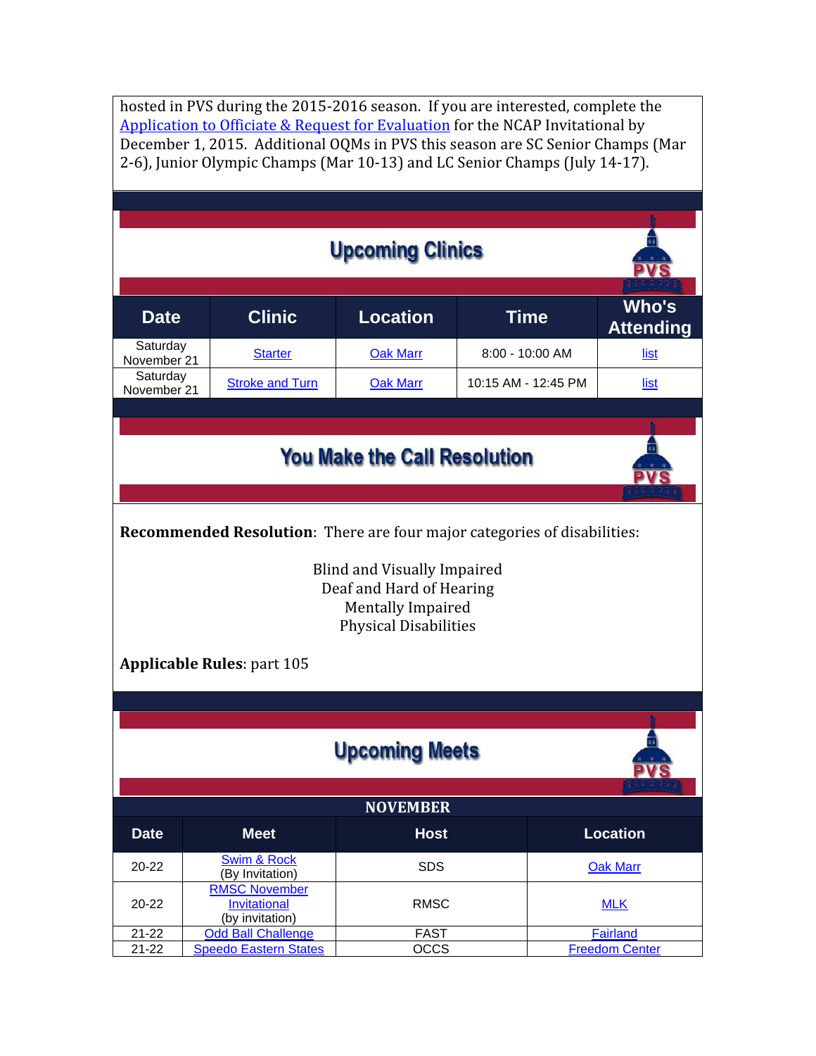hosted in PVS during the 2015-2016 season. If you are interested, complete the Application to Officiate & Request for Evaluation for the NCAP Invitational by December 1, 2015. Additional OQMs in PVS this season are SC Senior Champs (Mar 2-6), Junior Olympic Champs (Mar 10-13) and LC Senior Champs (July 14-17).

## Upcoming Clinics

| Date | Clinic | Location | Time | Who's Attending |
|---|---|---|---|---|
| Saturday November 21 | Starter | Oak Marr | 8:00 - 10:00 AM | list |
| Saturday November 21 | Stroke and Turn | Oak Marr | 10:15 AM - 12:45 PM | list |

## You Make the Call Resolution

**Recommended Resolution**: There are four major categories of disabilities:

Blind and Visually Impaired
Deaf and Hard of Hearing
Mentally Impaired
Physical Disabilities

**Applicable Rules**: part 105

## Upcoming Meets

| NOVEMBER | | | |
|---|---|---|---|
| **Date** | **Meet** | **Host** | **Location** |
| 20-22 | Swim & Rock (By Invitation) | SDS | Oak Marr |
| 20-22 | RMSC November Invitational (by invitation) | RMSC | MLK |
| 21-22 | Odd Ball Challenge | FAST | Fairland |
| 21-22 | Speedo Eastern States | OCCS | Freedom Center |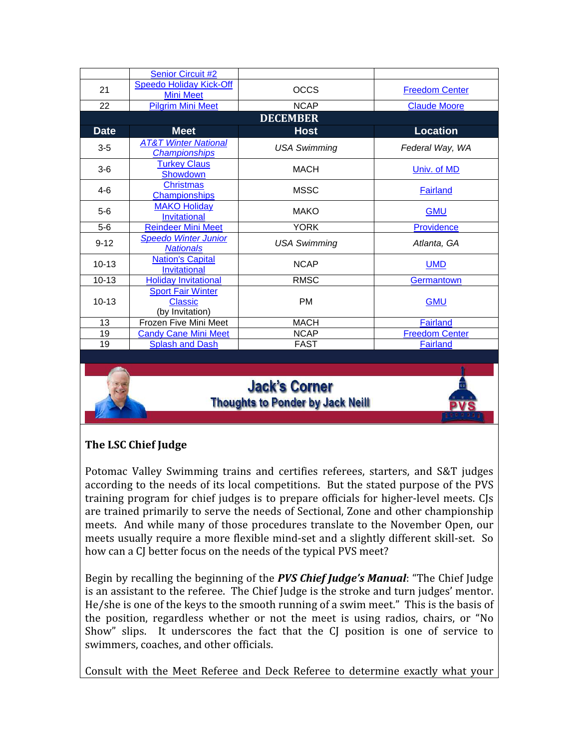| Date | Meet | Host | Location |
|---|---|---|---|
| | Senior Circuit #2 | | |
| 21 | Speedo Holiday Kick-Off Mini Meet | OCCS | Freedom Center |
| 22 | Pilgrim Mini Meet | NCAP | Claude Moore |

**DECEMBER**

| Date | Meet | Host | Location |
|---|---|---|---|
| 3-5 | *AT&T Winter National Championships* | *USA Swimming* | *Federal Way, WA* |
| 3-6 | Turkey Claus Showdown | MACH | Univ. of MD |
| 4-6 | Christmas Championships | MSSC | Fairland |
| 5-6 | MAKO Holiday Invitational | MAKO | GMU |
| 5-6 | Reindeer Mini Meet | YORK | Providence |
| 9-12 | *Speedo Winter Junior Nationals* | *USA Swimming* | *Atlanta, GA* |
| 10-13 | Nation's Capital Invitational | NCAP | UMD |
| 10-13 | Holiday Invitational | RMSC | Germantown |
| 10-13 | Sport Fair Winter Classic (by Invitation) | PM | GMU |
| 13 | Frozen Five Mini Meet | MACH | Fairland |
| 19 | Candy Cane Mini Meet | NCAP | Freedom Center |
| 19 | Splash and Dash | FAST | Fairland |

## Jack's Corner
### Thoughts to Ponder by Jack Neill

**The LSC Chief Judge**

Potomac Valley Swimming trains and certifies referees, starters, and S&T judges according to the needs of its local competitions. But the stated purpose of the PVS training program for chief judges is to prepare officials for higher-level meets. CJs are trained primarily to serve the needs of Sectional, Zone and other championship meets. And while many of those procedures translate to the November Open, our meets usually require a more flexible mind-set and a slightly different skill-set. So how can a CJ better focus on the needs of the typical PVS meet?

Begin by recalling the beginning of the ***PVS Chief Judge's Manual***: "The Chief Judge is an assistant to the referee. The Chief Judge is the stroke and turn judges' mentor. He/she is one of the keys to the smooth running of a swim meet." This is the basis of the position, regardless whether or not the meet is using radios, chairs, or "No Show" slips. It underscores the fact that the CJ position is one of service to swimmers, coaches, and other officials.

Consult with the Meet Referee and Deck Referee to determine exactly what your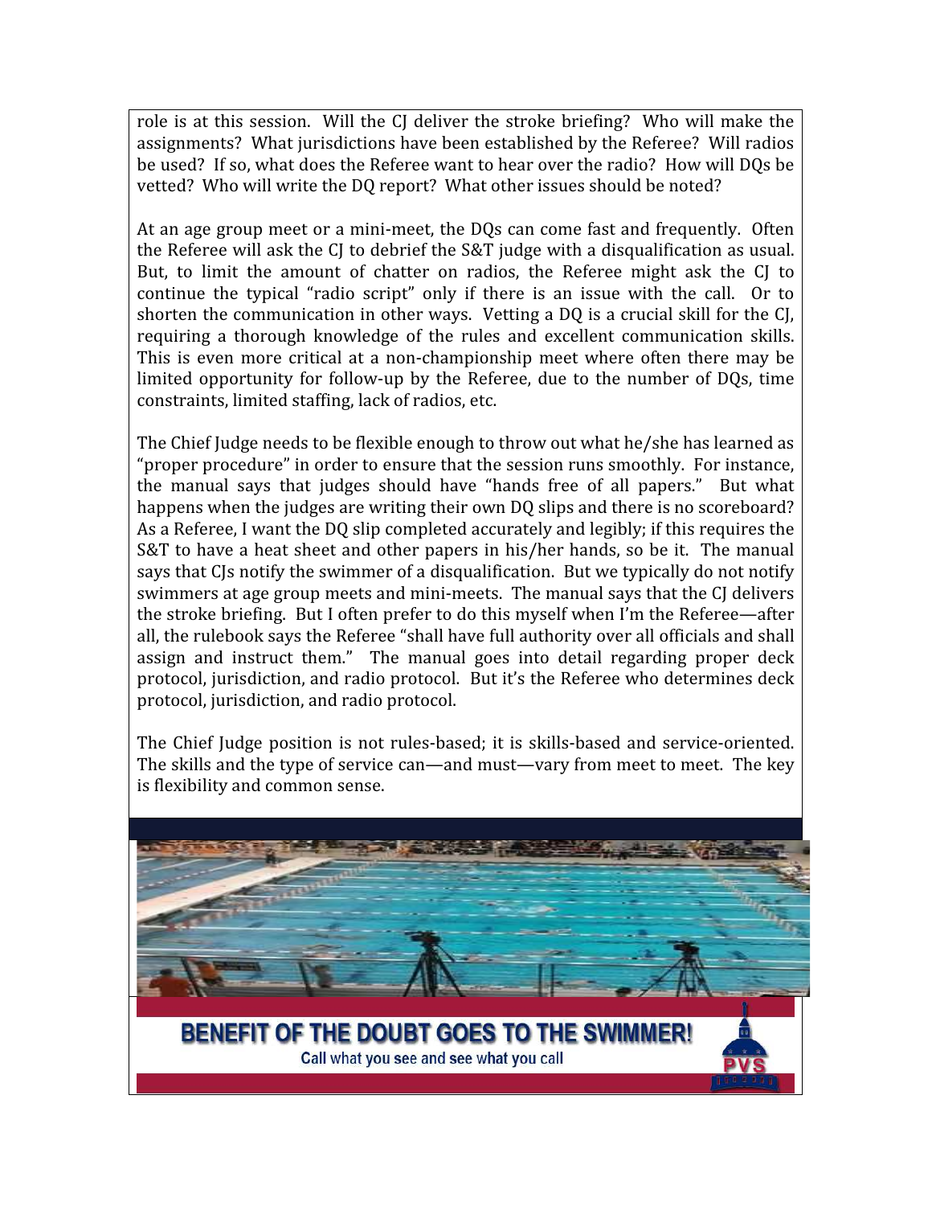role is at this session. Will the CJ deliver the stroke briefing? Who will make the assignments? What jurisdictions have been established by the Referee? Will radios be used? If so, what does the Referee want to hear over the radio? How will DQs be vetted? Who will write the DQ report? What other issues should be noted?

At an age group meet or a mini-meet, the DQs can come fast and frequently. Often the Referee will ask the CJ to debrief the S&T judge with a disqualification as usual. But, to limit the amount of chatter on radios, the Referee might ask the CJ to continue the typical "radio script" only if there is an issue with the call. Or to shorten the communication in other ways. Vetting a DQ is a crucial skill for the CJ, requiring a thorough knowledge of the rules and excellent communication skills. This is even more critical at a non-championship meet where often there may be limited opportunity for follow-up by the Referee, due to the number of DQs, time constraints, limited staffing, lack of radios, etc.

The Chief Judge needs to be flexible enough to throw out what he/she has learned as "proper procedure" in order to ensure that the session runs smoothly. For instance, the manual says that judges should have "hands free of all papers." But what happens when the judges are writing their own DQ slips and there is no scoreboard? As a Referee, I want the DQ slip completed accurately and legibly; if this requires the S&T to have a heat sheet and other papers in his/her hands, so be it. The manual says that CJs notify the swimmer of a disqualification. But we typically do not notify swimmers at age group meets and mini-meets. The manual says that the CJ delivers the stroke briefing. But I often prefer to do this myself when I'm the Referee—after all, the rulebook says the Referee "shall have full authority over all officials and shall assign and instruct them." The manual goes into detail regarding proper deck protocol, jurisdiction, and radio protocol. But it's the Referee who determines deck protocol, jurisdiction, and radio protocol.

The Chief Judge position is not rules-based; it is skills-based and service-oriented. The skills and the type of service can—and must—vary from meet to meet. The key is flexibility and common sense.

**BENEFIT OF THE DOUBT GOES TO THE SWIMMER!**

Call what you see and see what you call

PVS